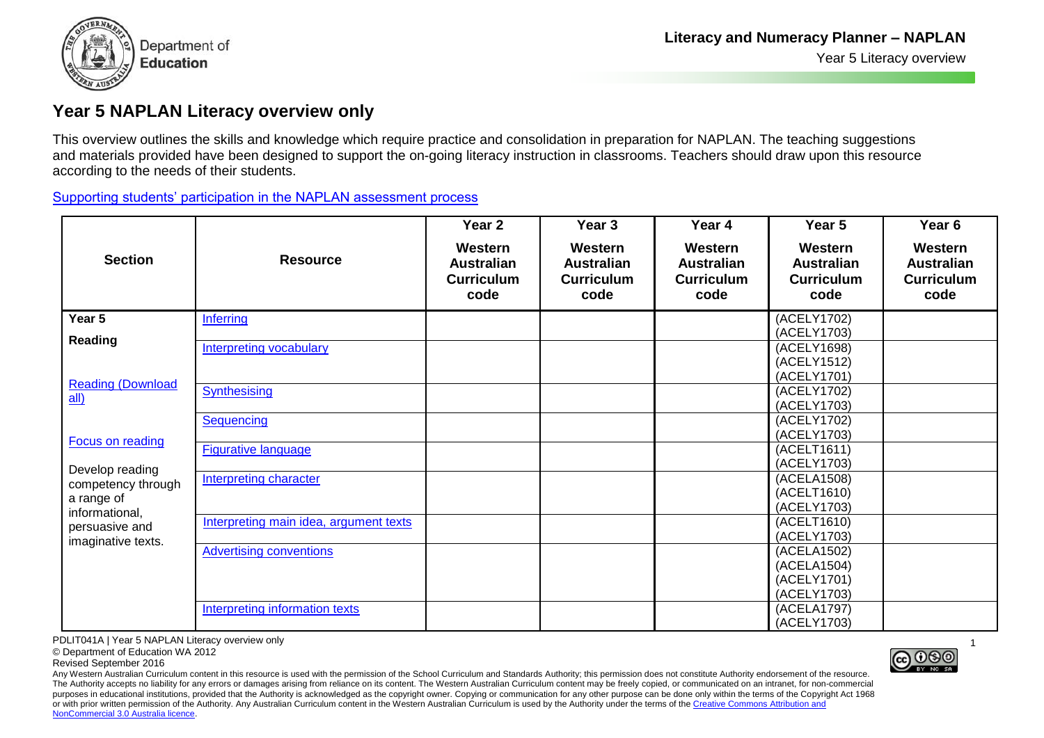# Year 5 NAPLAN Literacy overview only

This overview outlines the skills and knowledge which require practice and consolidation in preparation for NAPLAN. The teaching suggestions and materials provided have been designed to support the on-going literacy instruction in classrooms. Teachers should draw upon this resource according to the needs of their students.

[Supporting students' participation in the NAPLAN assessment process]

| Section | Resource | Year 2 Western Australian Curriculum code | Year 3 Western Australian Curriculum code | Year 4 Western Australian Curriculum code | Year 5 Western Australian Curriculum code | Year 6 Western Australian Curriculum code |
|---|---|---|---|---|---|---|
| **Year 5** **Reading** Reading (Download all) Focus on reading Develop reading competency through a range of informational, persuasive and imaginative texts. | Inferring | | | | (ACELY1702) (ACELY1703) | |
| | Interpreting vocabulary | | | | (ACELY1698) (ACELY1512) (ACELY1701) | |
| | Synthesising | | | | (ACELY1702) (ACELY1703) | |
| | Sequencing | | | | (ACELY1702) (ACELY1703) | |
| | Figurative language | | | | (ACELT1611) (ACELY1703) | |
| | Interpreting character | | | | (ACELA1508) (ACELT1610) (ACELY1703) | |
| | Interpreting main idea, argument texts | | | | (ACELT1610) (ACELY1703) | |
| | Advertising conventions | | | | (ACELA1502) (ACELA1504) (ACELY1701) (ACELY1703) | |
| | Interpreting information texts | | | | (ACELA1797) (ACELY1703) | |

PDLIT041A | Year 5 NAPLAN Literacy overview only
© Department of Education WA 2012
Revised September 2016

Any Western Australian Curriculum content in this resource is used with the permission of the School Curriculum and Standards Authority; this permission does not constitute Authority endorsement of the resource. The Authority accepts no liability for any errors or damages arising from reliance on its content. The Western Australian Curriculum content may be freely copied, or communicated on an intranet, for non-commercial purposes in educational institutions, provided that the Authority is acknowledged as the copyright owner. Copying or communication for any other purpose can be done only within the terms of the Copyright Act 1968 or with prior written permission of the Authority. Any Australian Curriculum content in the Western Australian Curriculum is used by the Authority under the terms of the Creative Commons Attribution and NonCommercial 3.0 Australia licence.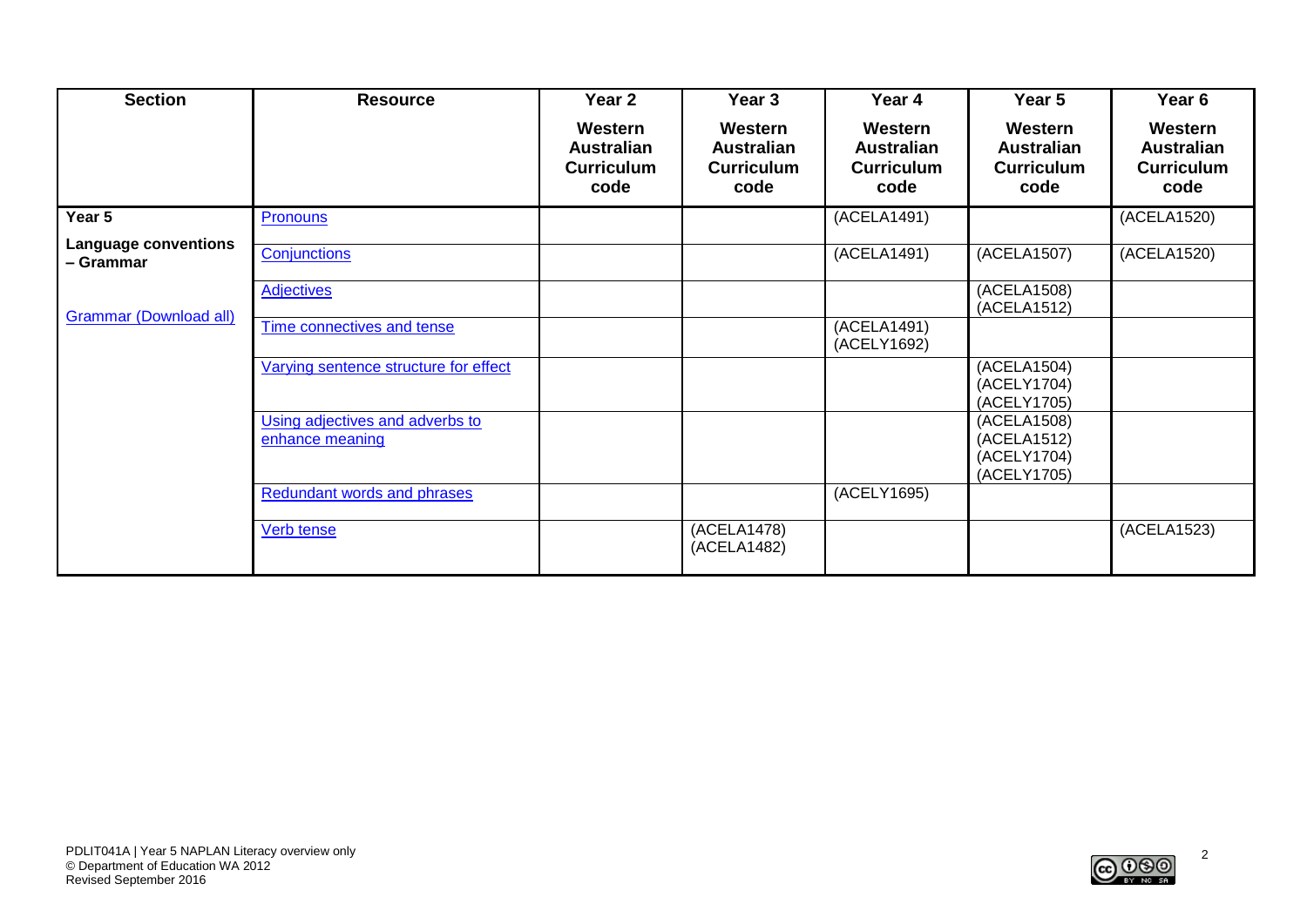| Section | Resource | Year 2 Western Australian Curriculum code | Year 3 Western Australian Curriculum code | Year 4 Western Australian Curriculum code | Year 5 Western Australian Curriculum code | Year 6 Western Australian Curriculum code |
|---|---|---|---|---|---|---|
| **Year 5** **Language conventions – Grammar** Grammar (Download all) | Pronouns | | | (ACELA1491) | | (ACELA1520) |
| | Conjunctions | | | (ACELA1491) | (ACELA1507) | (ACELA1520) |
| | Adjectives | | | | (ACELA1508) (ACELA1512) | |
| | Time connectives and tense | | | (ACELA1491) (ACELY1692) | | |
| | Varying sentence structure for effect | | | | (ACELA1504) (ACELY1704) (ACELY1705) | |
| | Using adjectives and adverbs to enhance meaning | | | | (ACELA1508) (ACELA1512) (ACELY1704) (ACELY1705) | |
| | Redundant words and phrases | | | (ACELY1695) | | |
| | Verb tense | | (ACELA1478) (ACELA1482) | | | (ACELA1523) |

PDLIT041A | Year 5 NAPLAN Literacy overview only
© Department of Education WA 2012
Revised September 2016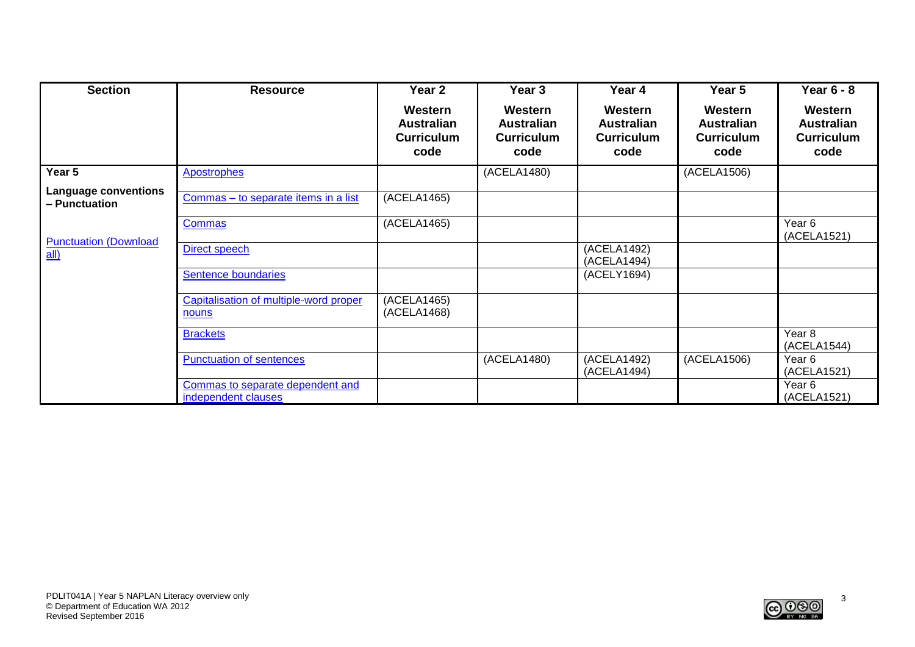| Section | Resource | Year 2 Western Australian Curriculum code | Year 3 Western Australian Curriculum code | Year 4 Western Australian Curriculum code | Year 5 Western Australian Curriculum code | Year 6 - 8 Western Australian Curriculum code |
|---|---|---|---|---|---|---|
| **Year 5** | Apostrophes | | (ACELA1480) | | (ACELA1506) | |
| **Language conventions – Punctuation** | Commas – to separate items in a list | (ACELA1465) | | | | |
| Punctuation (Download all) | Commas | (ACELA1465) | | | | Year 6 (ACELA1521) |
| | Direct speech | | | (ACELA1492) (ACELA1494) | | |
| | Sentence boundaries | | | (ACELY1694) | | |
| | Capitalisation of multiple-word proper nouns | (ACELA1465) (ACELA1468) | | | | |
| | Brackets | | | | | Year 8 (ACELA1544) |
| | Punctuation of sentences | | (ACELA1480) | (ACELA1492) (ACELA1494) | (ACELA1506) | Year 6 (ACELA1521) |
| | Commas to separate dependent and independent clauses | | | | | Year 6 (ACELA1521) |

PDLIT041A | Year 5 NAPLAN Literacy overview only
© Department of Education WA 2012
Revised September 2016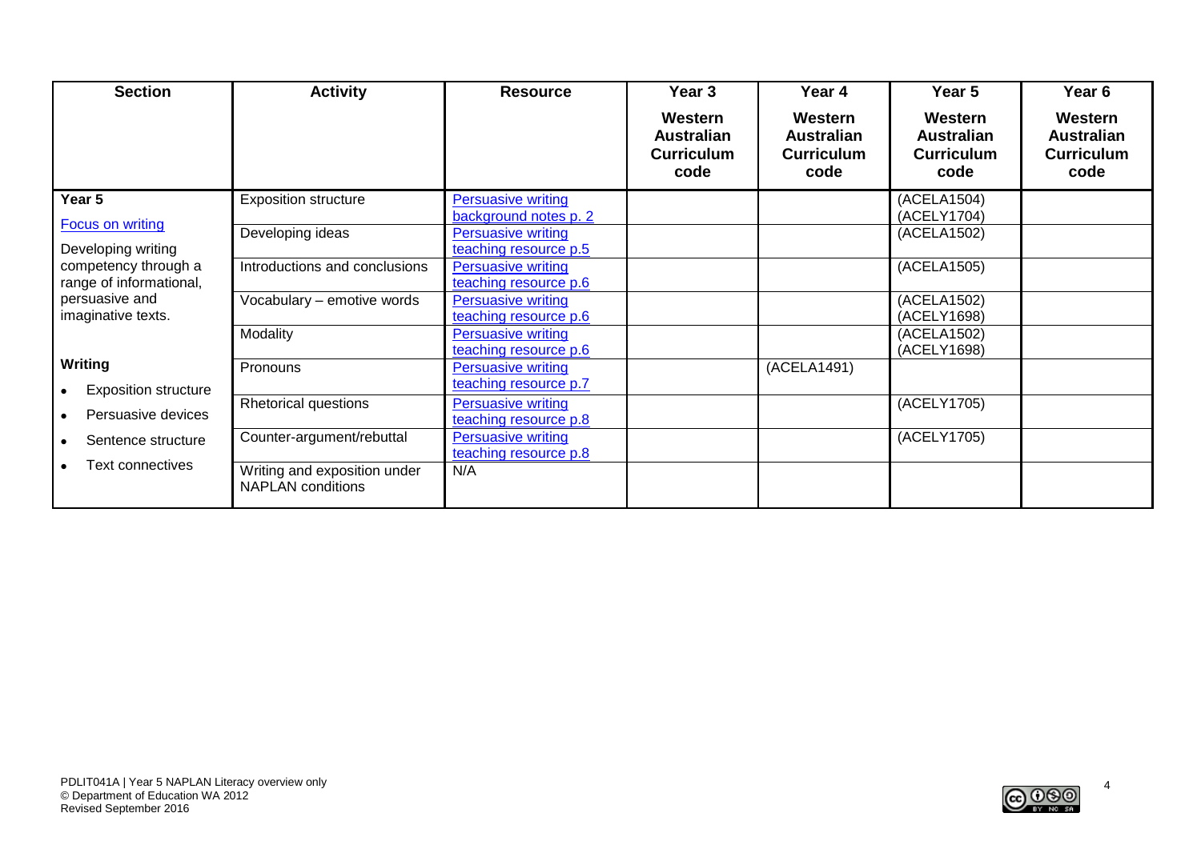| Section | Activity | Resource | Year 3<br>Western Australian Curriculum code | Year 4<br>Western Australian Curriculum code | Year 5<br>Western Australian Curriculum code | Year 6<br>Western Australian Curriculum code |
|---|---|---|---|---|---|---|
| **Year 5**<br>Focus on writing<br>Developing writing competency through a range of informational, persuasive and imaginative texts.<br><br>**Writing**<br>• Exposition structure<br>• Persuasive devices<br>• Sentence structure<br>• Text connectives | Exposition structure | Persuasive writing background notes p. 2 | | | (ACELA1504)<br>(ACELY1704) | |
| | Developing ideas | Persuasive writing teaching resource p.5 | | | (ACELA1502) | |
| | Introductions and conclusions | Persuasive writing teaching resource p.6 | | | (ACELA1505) | |
| | Vocabulary – emotive words | Persuasive writing teaching resource p.6 | | | (ACELA1502)<br>(ACELY1698) | |
| | Modality | Persuasive writing teaching resource p.6 | | | (ACELA1502)<br>(ACELY1698) | |
| | Pronouns | Persuasive writing teaching resource p.7 | | (ACELA1491) | | |
| | Rhetorical questions | Persuasive writing teaching resource p.8 | | | (ACELY1705) | |
| | Counter-argument/rebuttal | Persuasive writing teaching resource p.8 | | | (ACELY1705) | |
| | Writing and exposition under NAPLAN conditions | N/A | | | | |

PDLIT041A | Year 5 NAPLAN Literacy overview only
© Department of Education WA 2012
Revised September 2016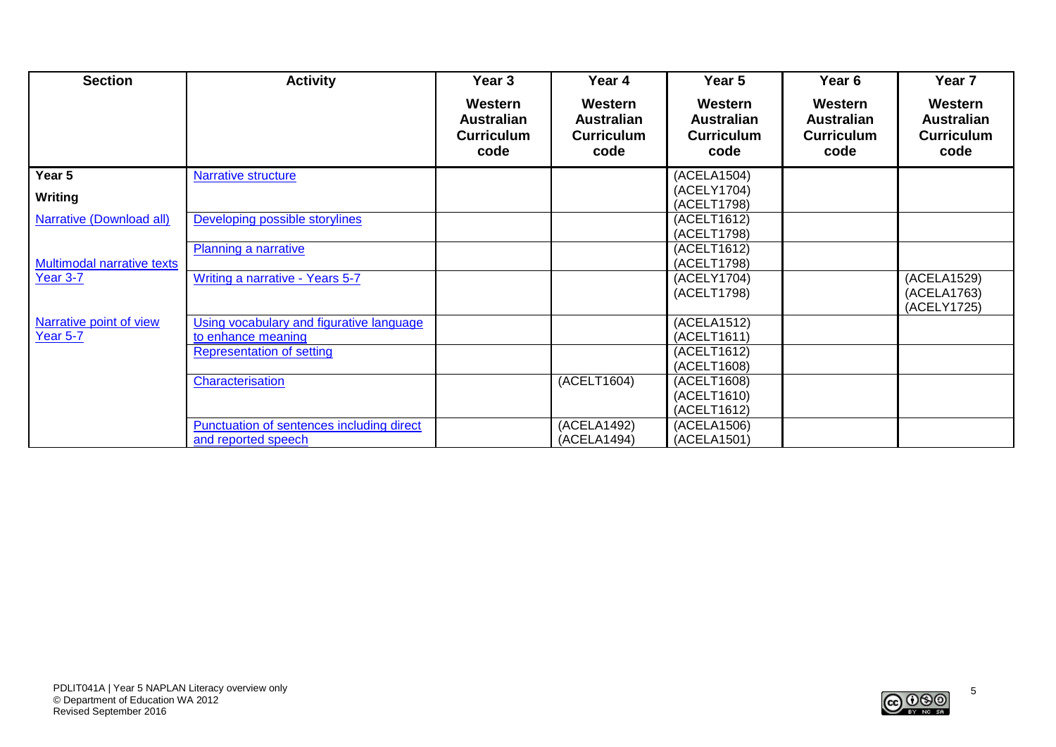| Section | Activity | Year 3<br>Western Australian Curriculum code | Year 4<br>Western Australian Curriculum code | Year 5<br>Western Australian Curriculum code | Year 6<br>Western Australian Curriculum code | Year 7<br>Western Australian Curriculum code |
|---|---|---|---|---|---|---|
| **Year 5**<br>**Writing** | Narrative structure | | | (ACELA1504)<br>(ACELY1704)<br>(ACELT1798) | | |
| Narrative (Download all) | Developing possible storylines | | | (ACELT1612)<br>(ACELT1798) | | |
| Multimodal narrative texts | Planning a narrative | | | (ACELT1612)<br>(ACELT1798) | | |
| Year 3-7 | Writing a narrative - Years 5-7 | | | (ACELY1704)<br>(ACELT1798) | | (ACELA1529)<br>(ACELA1763)<br>(ACELY1725) |
| Narrative point of view Year 5-7 | Using vocabulary and figurative language to enhance meaning | | | (ACELA1512)<br>(ACELT1611) | | |
| | Representation of setting | | | (ACELT1612)<br>(ACELT1608) | | |
| | Characterisation | | (ACELT1604) | (ACELT1608)<br>(ACELT1610)<br>(ACELT1612) | | |
| | Punctuation of sentences including direct and reported speech | | (ACELA1492)<br>(ACELA1494) | (ACELA1506)<br>(ACELA1501) | | |

PDLIT041A | Year 5 NAPLAN Literacy overview only
© Department of Education WA 2012
Revised September 2016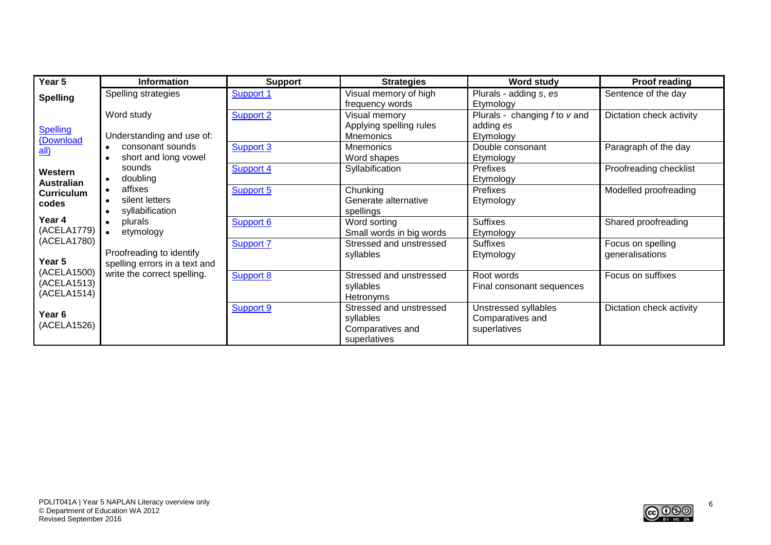| Year 5 | Information | Support | Strategies | Word study | Proof reading |
|---|---|---|---|---|---|
| **Spelling**<br><br>Spelling (Download all)<br><br>**Western Australian Curriculum codes**<br><br>**Year 4**<br>(ACELA1779)<br>(ACELA1780)<br><br>**Year 5**<br>(ACELA1500)<br>(ACELA1513)<br>(ACELA1514)<br><br>**Year 6**<br>(ACELA1526) | Spelling strategies<br><br>Word study<br><br>Understanding and use of:<br>• consonant sounds<br>• short and long vowel sounds<br>• doubling<br>• affixes<br>• silent letters<br>• syllabification<br>• plurals<br>• etymology<br><br>Proofreading to identify spelling errors in a text and write the correct spelling. | Support 1 | Visual memory of high frequency words | Plurals - adding *s*, *es*<br>Etymology | Sentence of the day |
| | | Support 2 | Visual memory<br>Applying spelling rules<br>Mnemonics | Plurals - changing *f* to *v* and adding *es*<br>Etymology | Dictation check activity |
| | | Support 3 | Mnemonics<br>Word shapes | Double consonant<br>Etymology | Paragraph of the day |
| | | Support 4 | Syllabification | Prefixes<br>Etymology | Proofreading checklist |
| | | Support 5 | Chunking<br>Generate alternative spellings | Prefixes<br>Etymology | Modelled proofreading |
| | | Support 6 | Word sorting<br>Small words in big words | Suffixes<br>Etymology | Shared proofreading |
| | | Support 7 | Stressed and unstressed syllables | Suffixes<br>Etymology | Focus on spelling generalisations |
| | | Support 8 | Stressed and unstressed syllables<br>Hetronyms | Root words<br>Final consonant sequences | Focus on suffixes |
| | | Support 9 | Stressed and unstressed syllables<br>Comparatives and superlatives | Unstressed syllables<br>Comparatives and superlatives | Dictation check activity |

PDLIT041A | Year 5 NAPLAN Literacy overview only
© Department of Education WA 2012
Revised September 2016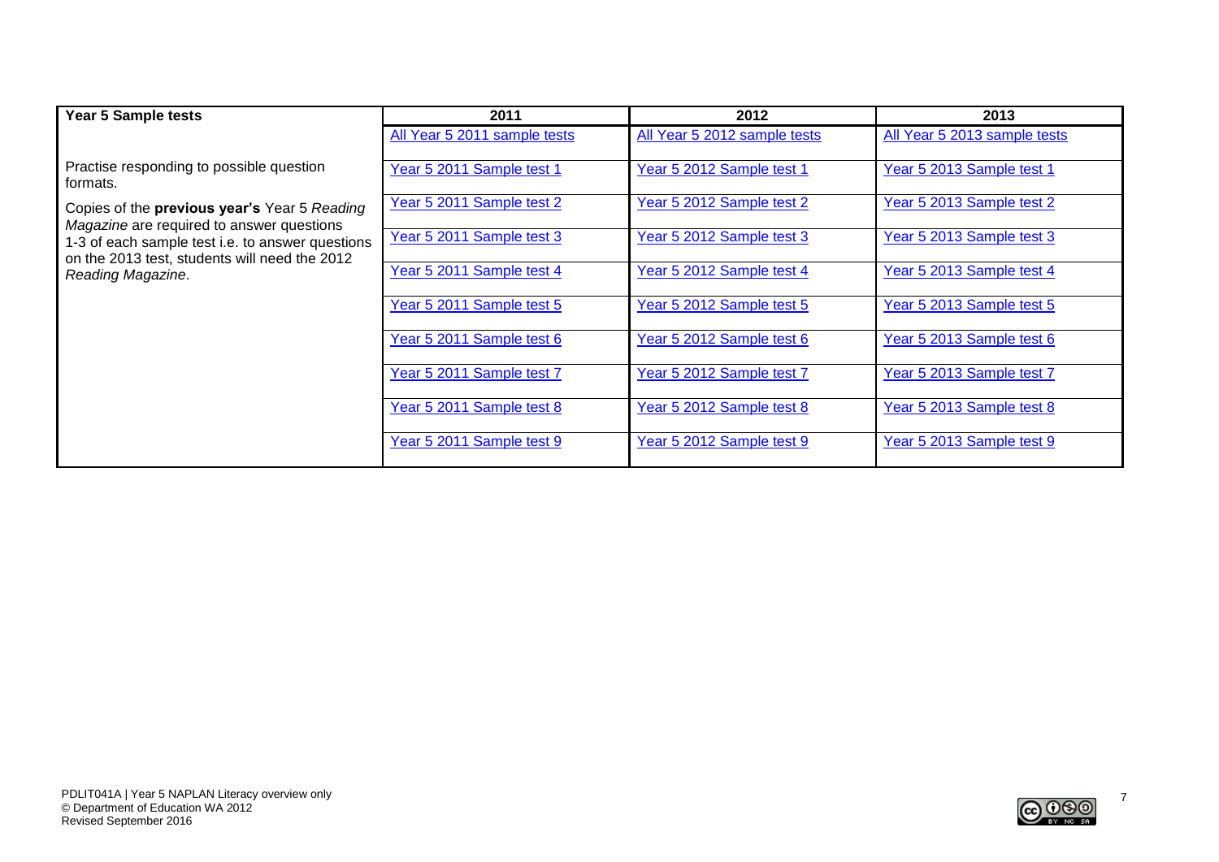| Year 5 Sample tests | 2011 | 2012 | 2013 |
|---|---|---|---|
| | All Year 5 2011 sample tests | All Year 5 2012 sample tests | All Year 5 2013 sample tests |
| Practise responding to possible question formats. | Year 5 2011 Sample test 1 | Year 5 2012 Sample test 1 | Year 5 2013 Sample test 1 |
| Copies of the **previous year's** Year 5 *Reading Magazine* are required to answer questions 1-3 of each sample test i.e. to answer questions on the 2013 test, students will need the 2012 *Reading Magazine*. | Year 5 2011 Sample test 2 | Year 5 2012 Sample test 2 | Year 5 2013 Sample test 2 |
| | Year 5 2011 Sample test 3 | Year 5 2012 Sample test 3 | Year 5 2013 Sample test 3 |
| | Year 5 2011 Sample test 4 | Year 5 2012 Sample test 4 | Year 5 2013 Sample test 4 |
| | Year 5 2011 Sample test 5 | Year 5 2012 Sample test 5 | Year 5 2013 Sample test 5 |
| | Year 5 2011 Sample test 6 | Year 5 2012 Sample test 6 | Year 5 2013 Sample test 6 |
| | Year 5 2011 Sample test 7 | Year 5 2012 Sample test 7 | Year 5 2013 Sample test 7 |
| | Year 5 2011 Sample test 8 | Year 5 2012 Sample test 8 | Year 5 2013 Sample test 8 |
| | Year 5 2011 Sample test 9 | Year 5 2012 Sample test 9 | Year 5 2013 Sample test 9 |

PDLIT041A | Year 5 NAPLAN Literacy overview only
© Department of Education WA 2012
Revised September 2016